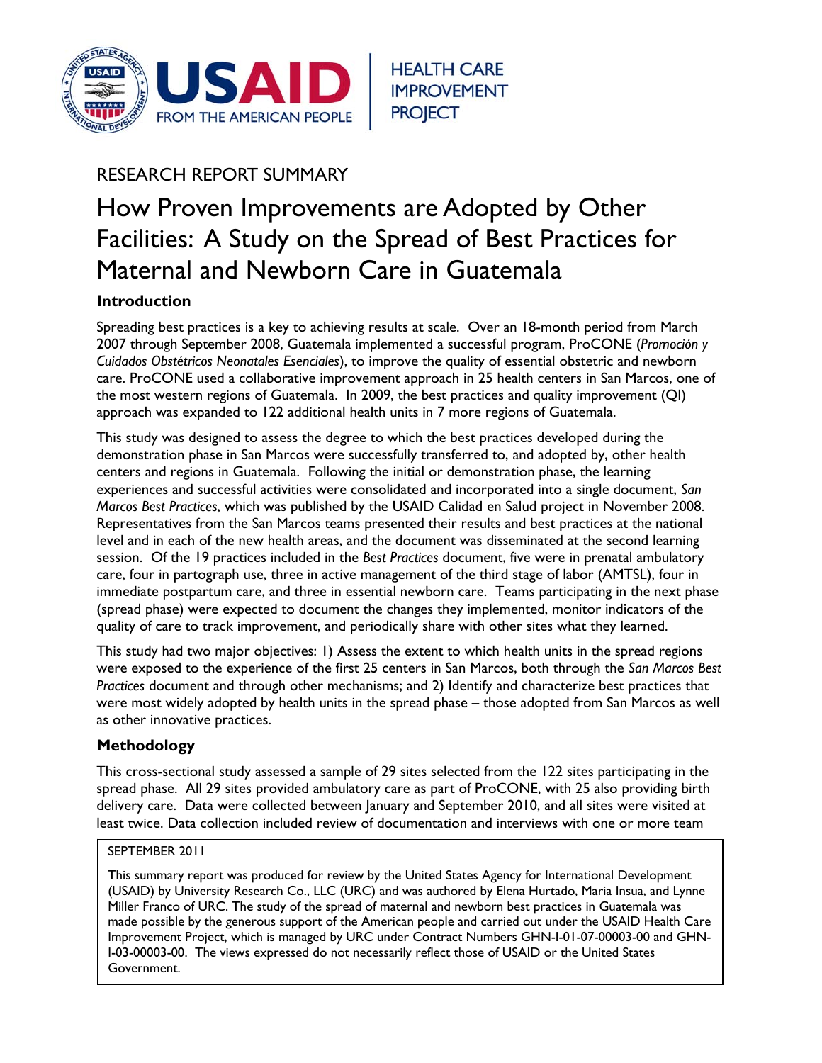USAID FROM THE AMERICAN PEOPLE | HEALTH CARE IMPROVEMENT PROJECT

RESEARCH REPORT SUMMARY

# How Proven Improvements are Adopted by Other Facilities: A Study on the Spread of Best Practices for Maternal and Newborn Care in Guatemala

## Introduction

Spreading best practices is a key to achieving results at scale. Over an 18-month period from March 2007 through September 2008, Guatemala implemented a successful program, ProCONE (*Promoción y Cuidados Obstétricos Neonatales Esenciales*), to improve the quality of essential obstetric and newborn care. ProCONE used a collaborative improvement approach in 25 health centers in San Marcos, one of the most western regions of Guatemala. In 2009, the best practices and quality improvement (QI) approach was expanded to 122 additional health units in 7 more regions of Guatemala.

This study was designed to assess the degree to which the best practices developed during the demonstration phase in San Marcos were successfully transferred to, and adopted by, other health centers and regions in Guatemala. Following the initial or demonstration phase, the learning experiences and successful activities were consolidated and incorporated into a single document, *San Marcos Best Practices*, which was published by the USAID Calidad en Salud project in November 2008. Representatives from the San Marcos teams presented their results and best practices at the national level and in each of the new health areas, and the document was disseminated at the second learning session. Of the 19 practices included in the *Best Practices* document, five were in prenatal ambulatory care, four in partograph use, three in active management of the third stage of labor (AMTSL), four in immediate postpartum care, and three in essential newborn care. Teams participating in the next phase (spread phase) were expected to document the changes they implemented, monitor indicators of the quality of care to track improvement, and periodically share with other sites what they learned.

This study had two major objectives: 1) Assess the extent to which health units in the spread regions were exposed to the experience of the first 25 centers in San Marcos, both through the *San Marcos Best Practices* document and through other mechanisms; and 2) Identify and characterize best practices that were most widely adopted by health units in the spread phase – those adopted from San Marcos as well as other innovative practices.

## Methodology

This cross-sectional study assessed a sample of 29 sites selected from the 122 sites participating in the spread phase. All 29 sites provided ambulatory care as part of ProCONE, with 25 also providing birth delivery care. Data were collected between January and September 2010, and all sites were visited at least twice. Data collection included review of documentation and interviews with one or more team

SEPTEMBER 2011

This summary report was produced for review by the United States Agency for International Development (USAID) by University Research Co., LLC (URC) and was authored by Elena Hurtado, Maria Insua, and Lynne Miller Franco of URC. The study of the spread of maternal and newborn best practices in Guatemala was made possible by the generous support of the American people and carried out under the USAID Health Care Improvement Project, which is managed by URC under Contract Numbers GHN-I-01-07-00003-00 and GHN-I-03-00003-00. The views expressed do not necessarily reflect those of USAID or the United States Government.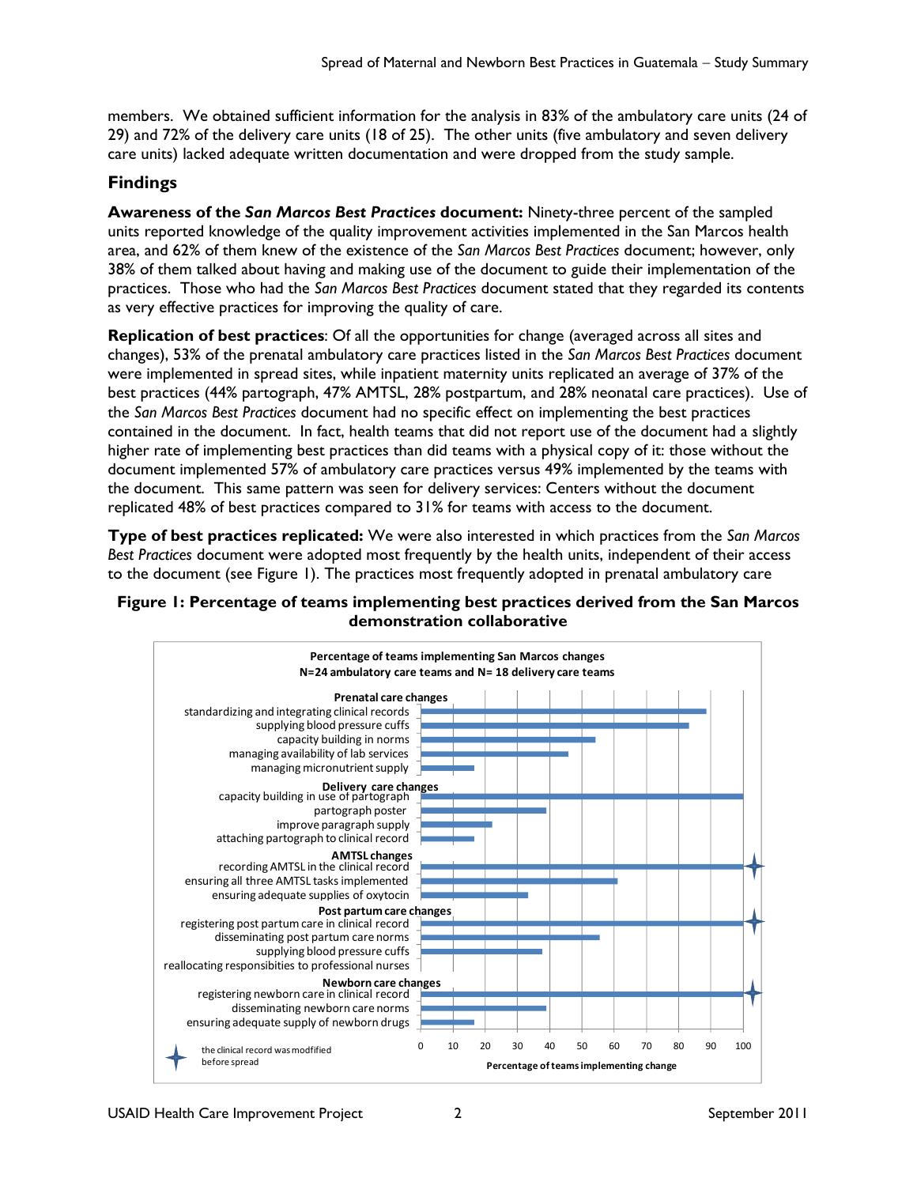members. We obtained sufficient information for the analysis in 83% of the ambulatory care units (24 of 29) and 72% of the delivery care units (18 of 25). The other units (five ambulatory and seven delivery care units) lacked adequate written documentation and were dropped from the study sample.

## Findings

**Awareness of the *San Marcos Best Practices* document:** Ninety-three percent of the sampled units reported knowledge of the quality improvement activities implemented in the San Marcos health area, and 62% of them knew of the existence of the *San Marcos Best Practices* document; however, only 38% of them talked about having and making use of the document to guide their implementation of the practices. Those who had the *San Marcos Best Practices* document stated that they regarded its contents as very effective practices for improving the quality of care.

**Replication of best practices**: Of all the opportunities for change (averaged across all sites and changes), 53% of the prenatal ambulatory care practices listed in the *San Marcos Best Practices* document were implemented in spread sites, while inpatient maternity units replicated an average of 37% of the best practices (44% partograph, 47% AMTSL, 28% postpartum, and 28% neonatal care practices). Use of the *San Marcos Best Practices* document had no specific effect on implementing the best practices contained in the document. In fact, health teams that did not report use of the document had a slightly higher rate of implementing best practices than did teams with a physical copy of it: those without the document implemented 57% of ambulatory care practices versus 49% implemented by the teams with the document. This same pattern was seen for delivery services: Centers without the document replicated 48% of best practices compared to 31% for teams with access to the document.

**Type of best practices replicated:** We were also interested in which practices from the *San Marcos Best Practices* document were adopted most frequently by the health units, independent of their access to the document (see Figure 1). The practices most frequently adopted in prenatal ambulatory care

**Figure 1: Percentage of teams implementing best practices derived from the San Marcos demonstration collaborative**

Percentage of teams implementing San Marcos changes
N=24 ambulatory care teams and N= 18 delivery care teams

**Prenatal care changes**
- standardizing and integrating clinical records
- supplying blood pressure cuffs
- capacity building in norms
- managing availability of lab services
- managing micronutrient supply

**Delivery care changes**
- capacity building in use of partograph
- partograph poster
- improve paragraph supply
- attaching partograph to clinical record

**AMTSL changes**
- recording AMTSL in the clinical record
- ensuring all three AMTSL tasks implemented
- ensuring adequate supplies of oxytocin

**Post partum care changes**
- registering post partum care in clinical record
- disseminating post partum care norms
- supplying blood pressure cuffs
- reallocating responsibilities to professional nurses

**Newborn care changes**
- registering newborn care in clinical record
- disseminating newborn care norms
- ensuring adequate supply of newborn drugs

Percentage of teams implementing change (0–100)

✦ the clinical record was modfified before spread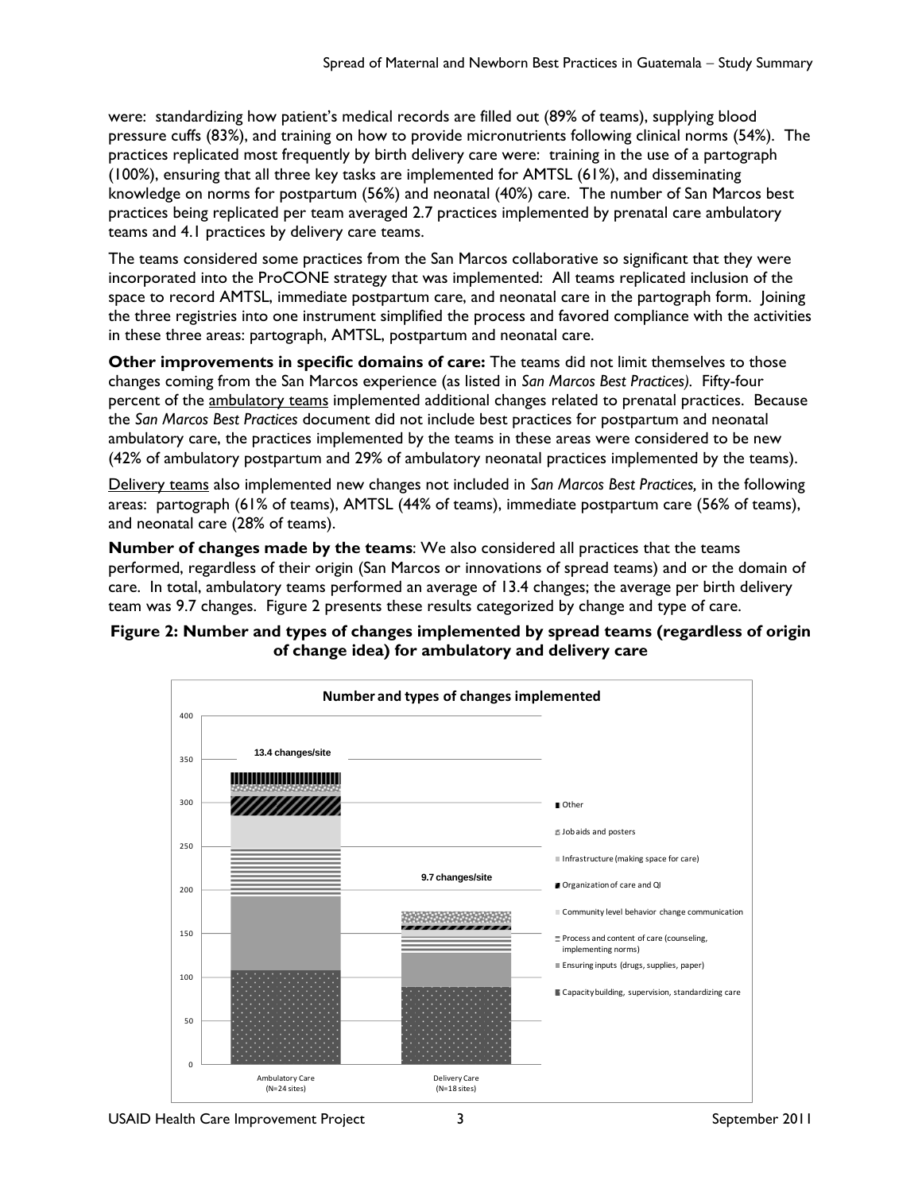were: standardizing how patient's medical records are filled out (89% of teams), supplying blood pressure cuffs (83%), and training on how to provide micronutrients following clinical norms (54%). The practices replicated most frequently by birth delivery care were: training in the use of a partograph (100%), ensuring that all three key tasks are implemented for AMTSL (61%), and disseminating knowledge on norms for postpartum (56%) and neonatal (40%) care. The number of San Marcos best practices being replicated per team averaged 2.7 practices implemented by prenatal care ambulatory teams and 4.1 practices by delivery care teams.

The teams considered some practices from the San Marcos collaborative so significant that they were incorporated into the ProCONE strategy that was implemented: All teams replicated inclusion of the space to record AMTSL, immediate postpartum care, and neonatal care in the partograph form. Joining the three registries into one instrument simplified the process and favored compliance with the activities in these three areas: partograph, AMTSL, postpartum and neonatal care.

**Other improvements in specific domains of care:** The teams did not limit themselves to those changes coming from the San Marcos experience (as listed in *San Marcos Best Practices).* Fifty-four percent of the ambulatory teams implemented additional changes related to prenatal practices. Because the *San Marcos Best Practices* document did not include best practices for postpartum and neonatal ambulatory care, the practices implemented by the teams in these areas were considered to be new (42% of ambulatory postpartum and 29% of ambulatory neonatal practices implemented by the teams).

Delivery teams also implemented new changes not included in *San Marcos Best Practices,* in the following areas: partograph (61% of teams), AMTSL (44% of teams), immediate postpartum care (56% of teams), and neonatal care (28% of teams).

**Number of changes made by the teams**: We also considered all practices that the teams performed, regardless of their origin (San Marcos or innovations of spread teams) and or the domain of care. In total, ambulatory teams performed an average of 13.4 changes; the average per birth delivery team was 9.7 changes. Figure 2 presents these results categorized by change and type of care.

**Figure 2: Number and types of changes implemented by spread teams (regardless of origin of change idea) for ambulatory and delivery care**

**Number and types of changes implemented**

- Ambulatory Care (N=24 sites): 13.4 changes/site
- Delivery Care (N=18 sites): 9.7 changes/site

Legend: Other; Job aids and posters; Infrastructure (making space for care); Organization of care and QI; Community level behavior change communication; Process and content of care (counseling, implementing norms); Ensuring inputs (drugs, supplies, paper); Capacity building, supervision, standardizing care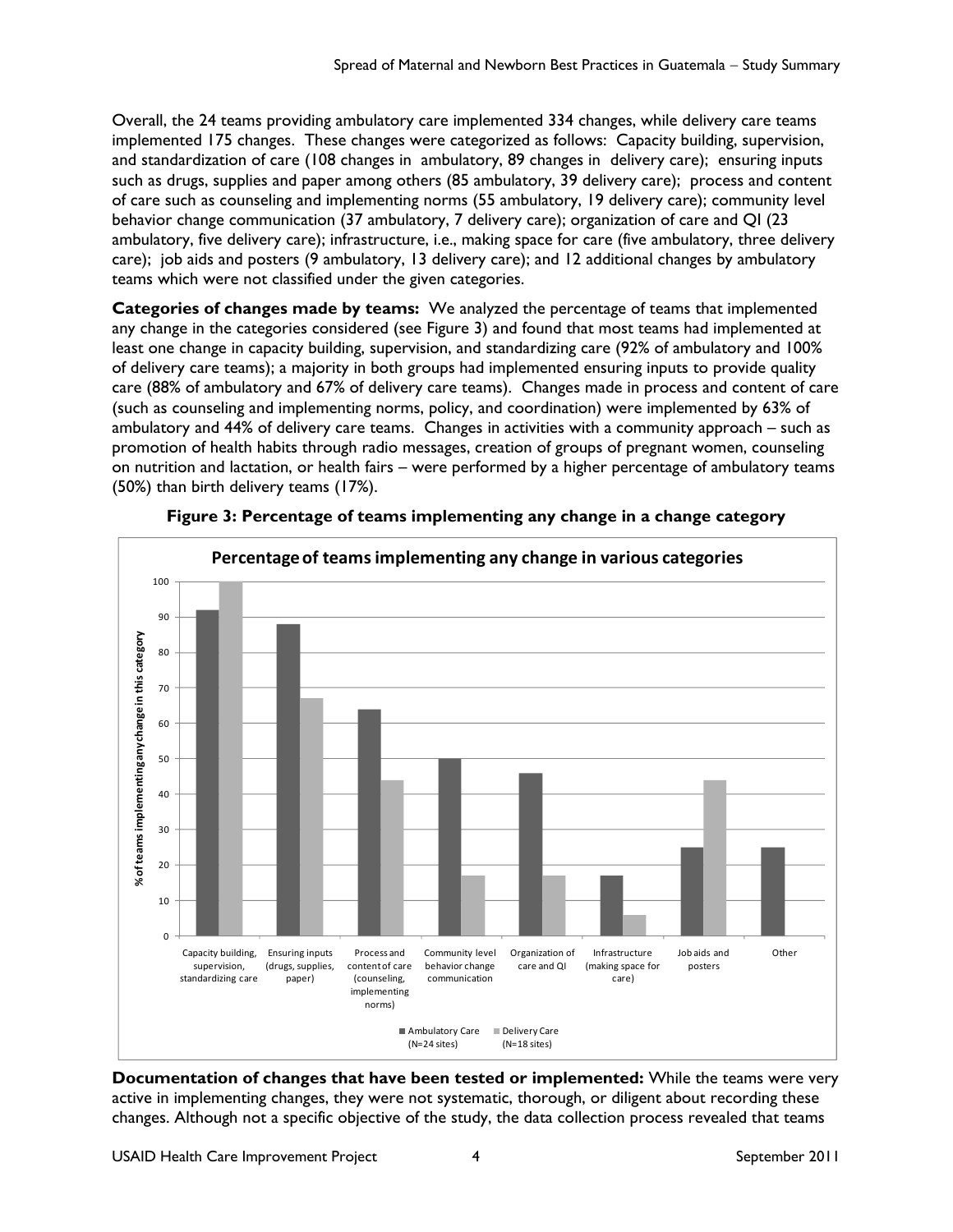Overall, the 24 teams providing ambulatory care implemented 334 changes, while delivery care teams implemented 175 changes. These changes were categorized as follows: Capacity building, supervision, and standardization of care (108 changes in ambulatory, 89 changes in delivery care); ensuring inputs such as drugs, supplies and paper among others (85 ambulatory, 39 delivery care); process and content of care such as counseling and implementing norms (55 ambulatory, 19 delivery care); community level behavior change communication (37 ambulatory, 7 delivery care); organization of care and QI (23 ambulatory, five delivery care); infrastructure, i.e., making space for care (five ambulatory, three delivery care); job aids and posters (9 ambulatory, 13 delivery care); and 12 additional changes by ambulatory teams which were not classified under the given categories.

**Categories of changes made by teams:** We analyzed the percentage of teams that implemented any change in the categories considered (see Figure 3) and found that most teams had implemented at least one change in capacity building, supervision, and standardizing care (92% of ambulatory and 100% of delivery care teams); a majority in both groups had implemented ensuring inputs to provide quality care (88% of ambulatory and 67% of delivery care teams). Changes made in process and content of care (such as counseling and implementing norms, policy, and coordination) were implemented by 63% of ambulatory and 44% of delivery care teams. Changes in activities with a community approach – such as promotion of health habits through radio messages, creation of groups of pregnant women, counseling on nutrition and lactation, or health fairs – were performed by a higher percentage of ambulatory teams (50%) than birth delivery teams (17%).

**Figure 3: Percentage of teams implementing any change in a change category**

**Percentage of teams implementing any change in various categories**

| Category | Ambulatory Care (N=24 sites) | Delivery Care (N=18 sites) |
|---|---|---|
| Capacity building, supervision, standardizing care | 92 | 100 |
| Ensuring inputs (drugs, supplies, paper) | 88 | 67 |
| Process and content of care (counseling, implementing norms) | 64 | 44 |
| Community level behavior change communication | 50 | 17 |
| Organization of care and QI | 46 | 17 |
| Infrastructure (making space for care) | 17 | 6 |
| Job aids and posters | 25 | 44 |
| Other | 25 | |

**Documentation of changes that have been tested or implemented:** While the teams were very active in implementing changes, they were not systematic, thorough, or diligent about recording these changes. Although not a specific objective of the study, the data collection process revealed that teams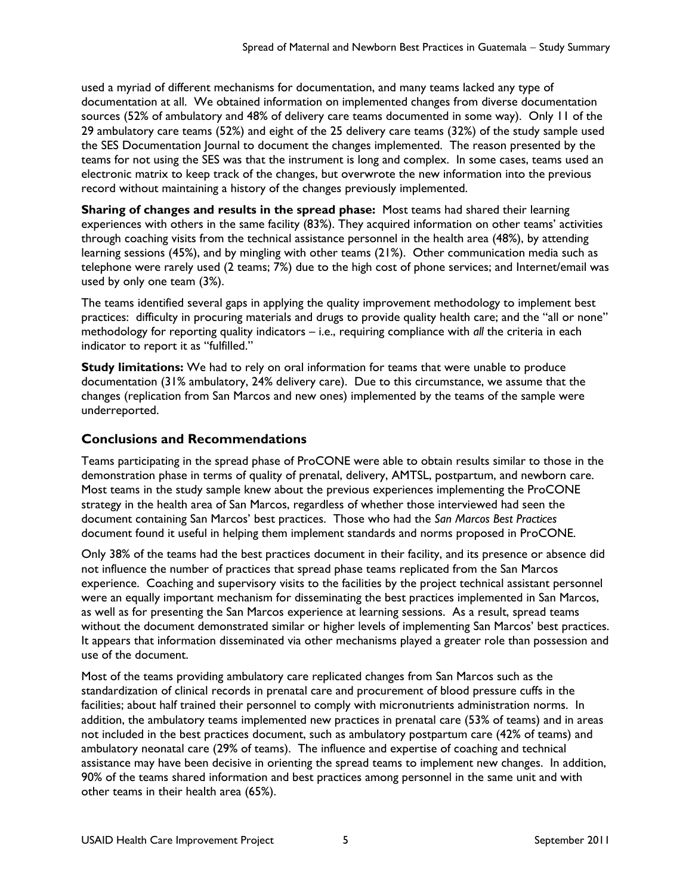used a myriad of different mechanisms for documentation, and many teams lacked any type of documentation at all. We obtained information on implemented changes from diverse documentation sources (52% of ambulatory and 48% of delivery care teams documented in some way). Only 11 of the 29 ambulatory care teams (52%) and eight of the 25 delivery care teams (32%) of the study sample used the SES Documentation Journal to document the changes implemented. The reason presented by the teams for not using the SES was that the instrument is long and complex. In some cases, teams used an electronic matrix to keep track of the changes, but overwrote the new information into the previous record without maintaining a history of the changes previously implemented.

**Sharing of changes and results in the spread phase:** Most teams had shared their learning experiences with others in the same facility (83%). They acquired information on other teams' activities through coaching visits from the technical assistance personnel in the health area (48%), by attending learning sessions (45%), and by mingling with other teams (21%). Other communication media such as telephone were rarely used (2 teams; 7%) due to the high cost of phone services; and Internet/email was used by only one team (3%).

The teams identified several gaps in applying the quality improvement methodology to implement best practices: difficulty in procuring materials and drugs to provide quality health care; and the "all or none" methodology for reporting quality indicators – i.e., requiring compliance with *all* the criteria in each indicator to report it as "fulfilled."

**Study limitations:** We had to rely on oral information for teams that were unable to produce documentation (31% ambulatory, 24% delivery care). Due to this circumstance, we assume that the changes (replication from San Marcos and new ones) implemented by the teams of the sample were underreported.

## Conclusions and Recommendations

Teams participating in the spread phase of ProCONE were able to obtain results similar to those in the demonstration phase in terms of quality of prenatal, delivery, AMTSL, postpartum, and newborn care. Most teams in the study sample knew about the previous experiences implementing the ProCONE strategy in the health area of San Marcos, regardless of whether those interviewed had seen the document containing San Marcos' best practices. Those who had the *San Marcos Best Practices* document found it useful in helping them implement standards and norms proposed in ProCONE.

Only 38% of the teams had the best practices document in their facility, and its presence or absence did not influence the number of practices that spread phase teams replicated from the San Marcos experience. Coaching and supervisory visits to the facilities by the project technical assistant personnel were an equally important mechanism for disseminating the best practices implemented in San Marcos, as well as for presenting the San Marcos experience at learning sessions. As a result, spread teams without the document demonstrated similar or higher levels of implementing San Marcos' best practices. It appears that information disseminated via other mechanisms played a greater role than possession and use of the document.

Most of the teams providing ambulatory care replicated changes from San Marcos such as the standardization of clinical records in prenatal care and procurement of blood pressure cuffs in the facilities; about half trained their personnel to comply with micronutrients administration norms. In addition, the ambulatory teams implemented new practices in prenatal care (53% of teams) and in areas not included in the best practices document, such as ambulatory postpartum care (42% of teams) and ambulatory neonatal care (29% of teams). The influence and expertise of coaching and technical assistance may have been decisive in orienting the spread teams to implement new changes. In addition, 90% of the teams shared information and best practices among personnel in the same unit and with other teams in their health area (65%).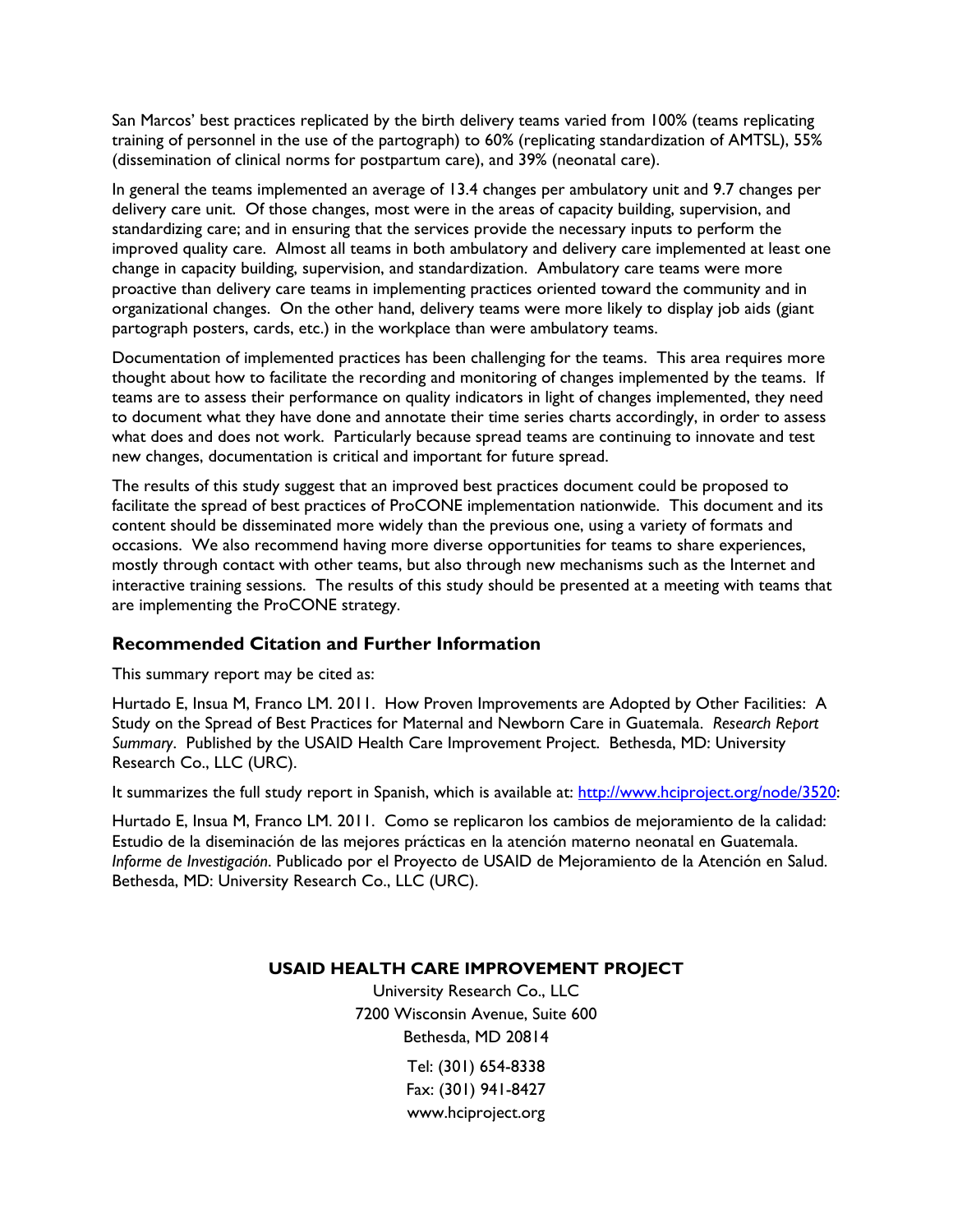San Marcos' best practices replicated by the birth delivery teams varied from 100% (teams replicating training of personnel in the use of the partograph) to 60% (replicating standardization of AMTSL), 55% (dissemination of clinical norms for postpartum care), and 39% (neonatal care).

In general the teams implemented an average of 13.4 changes per ambulatory unit and 9.7 changes per delivery care unit. Of those changes, most were in the areas of capacity building, supervision, and standardizing care; and in ensuring that the services provide the necessary inputs to perform the improved quality care. Almost all teams in both ambulatory and delivery care implemented at least one change in capacity building, supervision, and standardization. Ambulatory care teams were more proactive than delivery care teams in implementing practices oriented toward the community and in organizational changes. On the other hand, delivery teams were more likely to display job aids (giant partograph posters, cards, etc.) in the workplace than were ambulatory teams.

Documentation of implemented practices has been challenging for the teams. This area requires more thought about how to facilitate the recording and monitoring of changes implemented by the teams. If teams are to assess their performance on quality indicators in light of changes implemented, they need to document what they have done and annotate their time series charts accordingly, in order to assess what does and does not work. Particularly because spread teams are continuing to innovate and test new changes, documentation is critical and important for future spread.

The results of this study suggest that an improved best practices document could be proposed to facilitate the spread of best practices of ProCONE implementation nationwide. This document and its content should be disseminated more widely than the previous one, using a variety of formats and occasions. We also recommend having more diverse opportunities for teams to share experiences, mostly through contact with other teams, but also through new mechanisms such as the Internet and interactive training sessions. The results of this study should be presented at a meeting with teams that are implementing the ProCONE strategy.

## Recommended Citation and Further Information

This summary report may be cited as:

Hurtado E, Insua M, Franco LM. 2011. How Proven Improvements are Adopted by Other Facilities: A Study on the Spread of Best Practices for Maternal and Newborn Care in Guatemala. *Research Report Summary*. Published by the USAID Health Care Improvement Project. Bethesda, MD: University Research Co., LLC (URC).

It summarizes the full study report in Spanish, which is available at: http://www.hciproject.org/node/3520:

Hurtado E, Insua M, Franco LM. 2011. Como se replicaron los cambios de mejoramiento de la calidad: Estudio de la diseminación de las mejores prácticas en la atención materno neonatal en Guatemala. *Informe de Investigación*. Publicado por el Proyecto de USAID de Mejoramiento de la Atención en Salud. Bethesda, MD: University Research Co., LLC (URC).

**USAID HEALTH CARE IMPROVEMENT PROJECT**

University Research Co., LLC
7200 Wisconsin Avenue, Suite 600
Bethesda, MD 20814

Tel: (301) 654-8338
Fax: (301) 941-8427
www.hciproject.org